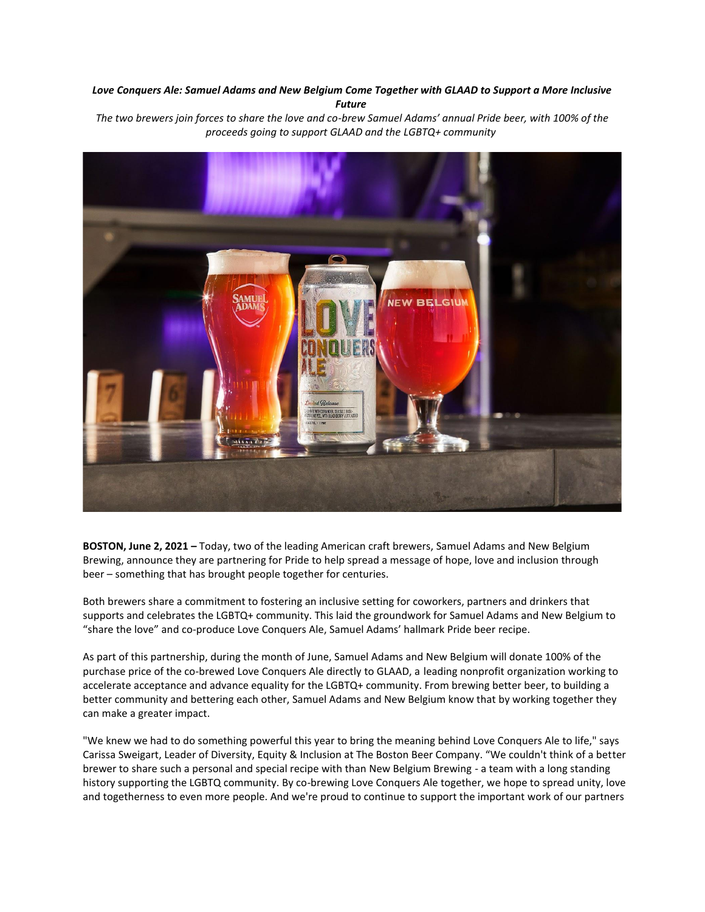***Love Conquers Ale: Samuel Adams and New Belgium Come Together with GLAAD to Support a More Inclusive Future***

*The two brewers join forces to share the love and co-brew Samuel Adams' annual Pride beer, with 100% of the proceeds going to support GLAAD and the LGBTQ+ community*

**BOSTON, June 2, 2021 –** Today, two of the leading American craft brewers, Samuel Adams and New Belgium Brewing, announce they are partnering for Pride to help spread a message of hope, love and inclusion through beer – something that has brought people together for centuries.

Both brewers share a commitment to fostering an inclusive setting for coworkers, partners and drinkers that supports and celebrates the LGBTQ+ community. This laid the groundwork for Samuel Adams and New Belgium to "share the love" and co-produce Love Conquers Ale, Samuel Adams' hallmark Pride beer recipe.

As part of this partnership, during the month of June, Samuel Adams and New Belgium will donate 100% of the purchase price of the co-brewed Love Conquers Ale directly to GLAAD, a leading nonprofit organization working to accelerate acceptance and advance equality for the LGBTQ+ community. From brewing better beer, to building a better community and bettering each other, Samuel Adams and New Belgium know that by working together they can make a greater impact.

"We knew we had to do something powerful this year to bring the meaning behind Love Conquers Ale to life," says Carissa Sweigart, Leader of Diversity, Equity & Inclusion at The Boston Beer Company. "We couldn't think of a better brewer to share such a personal and special recipe with than New Belgium Brewing - a team with a long standing history supporting the LGBTQ community. By co-brewing Love Conquers Ale together, we hope to spread unity, love and togetherness to even more people. And we're proud to continue to support the important work of our partners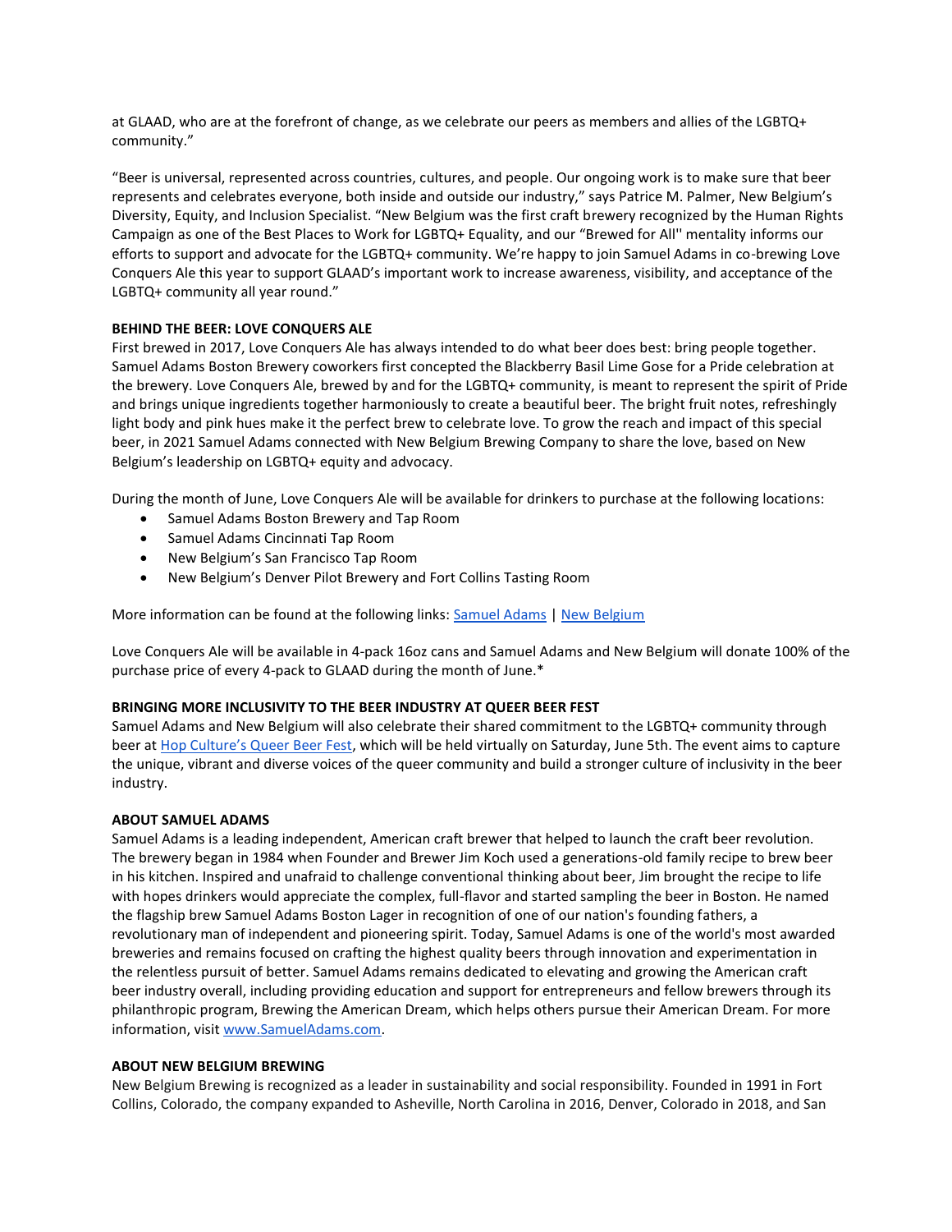at GLAAD, who are at the forefront of change, as we celebrate our peers as members and allies of the LGBTQ+ community."

"Beer is universal, represented across countries, cultures, and people. Our ongoing work is to make sure that beer represents and celebrates everyone, both inside and outside our industry," says Patrice M. Palmer, New Belgium's Diversity, Equity, and Inclusion Specialist. "New Belgium was the first craft brewery recognized by the Human Rights Campaign as one of the Best Places to Work for LGBTQ+ Equality, and our "Brewed for All'' mentality informs our efforts to support and advocate for the LGBTQ+ community. We're happy to join Samuel Adams in co-brewing Love Conquers Ale this year to support GLAAD's important work to increase awareness, visibility, and acceptance of the LGBTQ+ community all year round."

**BEHIND THE BEER: LOVE CONQUERS ALE**
First brewed in 2017, Love Conquers Ale has always intended to do what beer does best: bring people together. Samuel Adams Boston Brewery coworkers first concepted the Blackberry Basil Lime Gose for a Pride celebration at the brewery. Love Conquers Ale, brewed by and for the LGBTQ+ community, is meant to represent the spirit of Pride and brings unique ingredients together harmoniously to create a beautiful beer. The bright fruit notes, refreshingly light body and pink hues make it the perfect brew to celebrate love. To grow the reach and impact of this special beer, in 2021 Samuel Adams connected with New Belgium Brewing Company to share the love, based on New Belgium's leadership on LGBTQ+ equity and advocacy.

During the month of June, Love Conquers Ale will be available for drinkers to purchase at the following locations:

- Samuel Adams Boston Brewery and Tap Room
- Samuel Adams Cincinnati Tap Room
- New Belgium's San Francisco Tap Room
- New Belgium's Denver Pilot Brewery and Fort Collins Tasting Room

More information can be found at the following links: Samuel Adams | New Belgium

Love Conquers Ale will be available in 4-pack 16oz cans and Samuel Adams and New Belgium will donate 100% of the purchase price of every 4-pack to GLAAD during the month of June.*

**BRINGING MORE INCLUSIVITY TO THE BEER INDUSTRY AT QUEER BEER FEST**
Samuel Adams and New Belgium will also celebrate their shared commitment to the LGBTQ+ community through beer at Hop Culture's Queer Beer Fest, which will be held virtually on Saturday, June 5th. The event aims to capture the unique, vibrant and diverse voices of the queer community and build a stronger culture of inclusivity in the beer industry.

**ABOUT SAMUEL ADAMS**
Samuel Adams is a leading independent, American craft brewer that helped to launch the craft beer revolution. The brewery began in 1984 when Founder and Brewer Jim Koch used a generations-old family recipe to brew beer in his kitchen. Inspired and unafraid to challenge conventional thinking about beer, Jim brought the recipe to life with hopes drinkers would appreciate the complex, full-flavor and started sampling the beer in Boston. He named the flagship brew Samuel Adams Boston Lager in recognition of one of our nation's founding fathers, a revolutionary man of independent and pioneering spirit. Today, Samuel Adams is one of the world's most awarded breweries and remains focused on crafting the highest quality beers through innovation and experimentation in the relentless pursuit of better. Samuel Adams remains dedicated to elevating and growing the American craft beer industry overall, including providing education and support for entrepreneurs and fellow brewers through its philanthropic program, Brewing the American Dream, which helps others pursue their American Dream. For more information, visit www.SamuelAdams.com.

**ABOUT NEW BELGIUM BREWING**
New Belgium Brewing is recognized as a leader in sustainability and social responsibility. Founded in 1991 in Fort Collins, Colorado, the company expanded to Asheville, North Carolina in 2016, Denver, Colorado in 2018, and San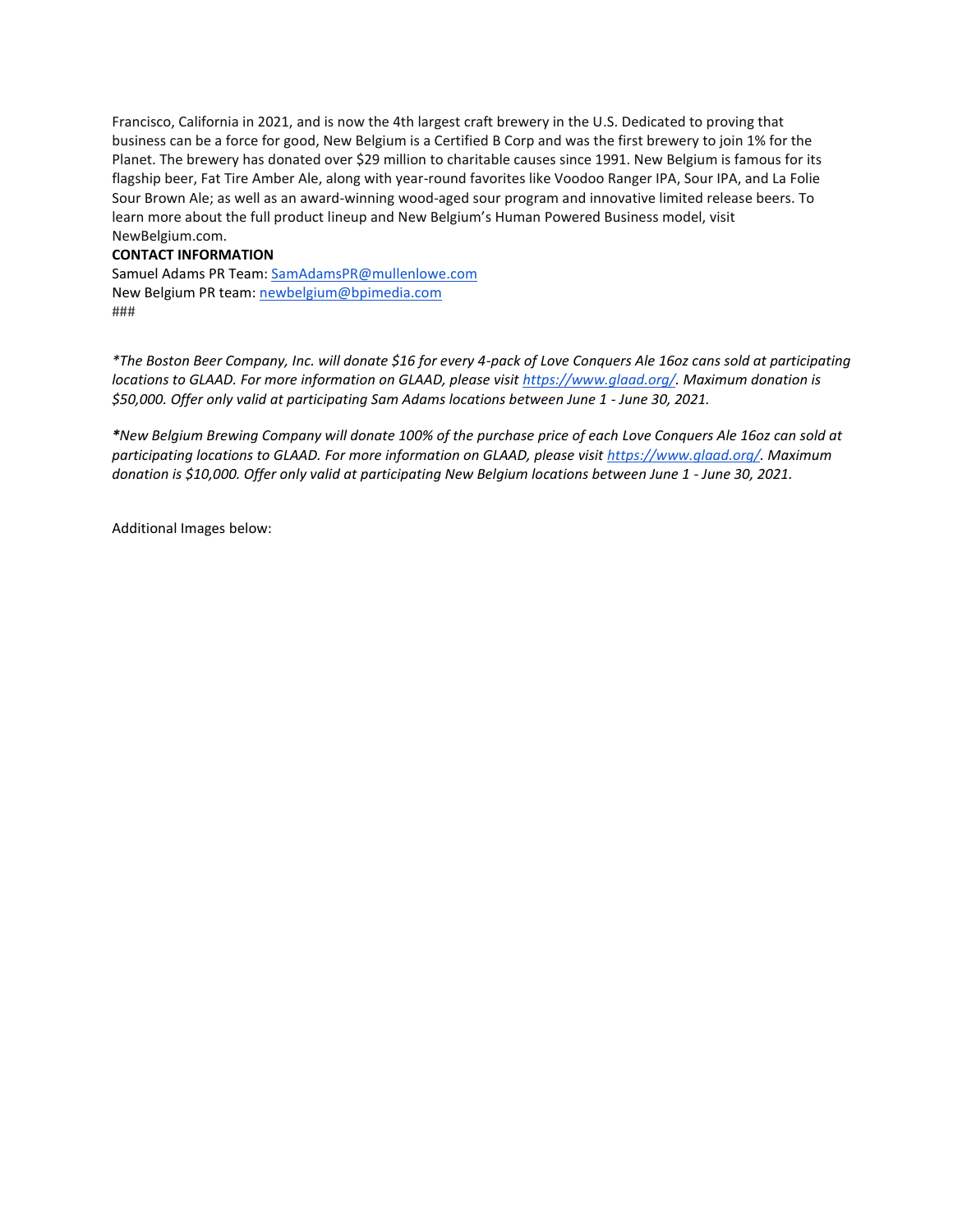Francisco, California in 2021, and is now the 4th largest craft brewery in the U.S. Dedicated to proving that business can be a force for good, New Belgium is a Certified B Corp and was the first brewery to join 1% for the Planet. The brewery has donated over $29 million to charitable causes since 1991. New Belgium is famous for its flagship beer, Fat Tire Amber Ale, along with year-round favorites like Voodoo Ranger IPA, Sour IPA, and La Folie Sour Brown Ale; as well as an award-winning wood-aged sour program and innovative limited release beers. To learn more about the full product lineup and New Belgium's Human Powered Business model, visit NewBelgium.com.

**CONTACT INFORMATION**
Samuel Adams PR Team: [SamAdamsPR@mullenlowe.com](mailto:SamAdamsPR@mullenlowe.com)
New Belgium PR team: [newbelgium@bpimedia.com](mailto:newbelgium@bpimedia.com)
###

*\*The Boston Beer Company, Inc. will donate $16 for every 4-pack of Love Conquers Ale 16oz cans sold at participating locations to GLAAD. For more information on GLAAD, please visit [https://www.glaad.org/](https://www.glaad.org/). Maximum donation is $50,000. Offer only valid at participating Sam Adams locations between June 1 - June 30, 2021.*

*\*New Belgium Brewing Company will donate 100% of the purchase price of each Love Conquers Ale 16oz can sold at participating locations to GLAAD. For more information on GLAAD, please visit [https://www.glaad.org/](https://www.glaad.org/). Maximum donation is $10,000. Offer only valid at participating New Belgium locations between June 1 - June 30, 2021.*

Additional Images below: